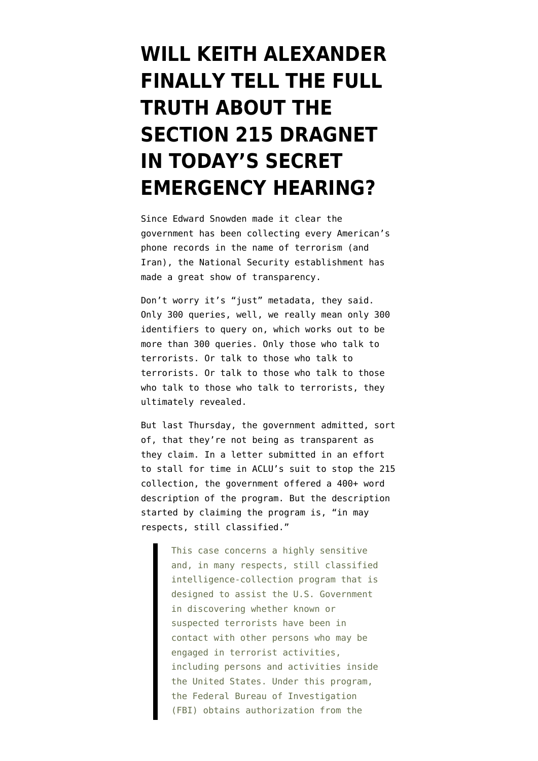# WILL KEITH ALEXANDER FINALLY TELL THE FULL TRUTH ABOUT THE SECTION 215 DRAGNET IN TODAY'S SECRET EMERGENCY HEARING?

Since Edward Snowden made it clear the government has been collecting every American's phone records in the name of terrorism (and Iran), the National Security establishment has made a great show of transparency.

Don't worry it's "just" metadata, they said. Only 300 queries, well, we really mean only 300 identifiers to query on, which works out to be more than 300 queries. Only those who talk to terrorists. Or talk to those who talk to terrorists. Or talk to those who talk to those who talk to those who talk to terrorists, they ultimately revealed.

But last Thursday, the government admitted, sort of, that they're not being as transparent as they claim. In a letter submitted in an effort to stall for time in ACLU's suit to stop the 215 collection, the government offered a 400+ word description of the program. But the description started by claiming the program is, "in may respects, still classified."

> This case concerns a highly sensitive and, in many respects, still classified intelligence-collection program that is designed to assist the U.S. Government in discovering whether known or suspected terrorists have been in contact with other persons who may be engaged in terrorist activities, including persons and activities inside the United States. Under this program, the Federal Bureau of Investigation (FBI) obtains authorization from the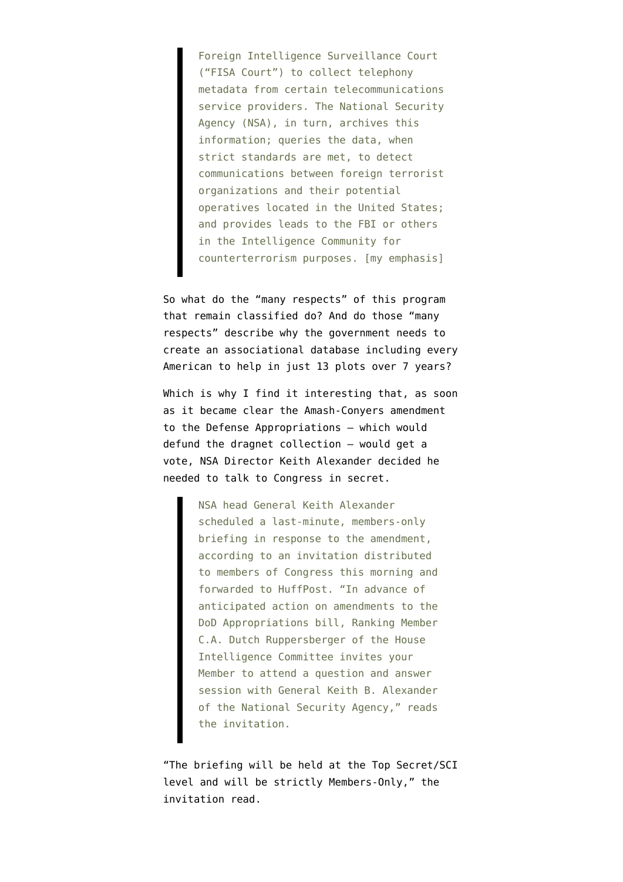> Foreign Intelligence Surveillance Court ("FISA Court") to collect telephony metadata from certain telecommunications service providers. The National Security Agency (NSA), in turn, archives this information; queries the data, when strict standards are met, to detect communications between foreign terrorist organizations and their potential operatives located in the United States; and provides leads to the FBI or others in the Intelligence Community for counterterrorism purposes. [my emphasis]

So what do the "many respects" of this program that remain classified do? And do those "many respects" describe why the government needs to create an associational database including every American to help in just 13 plots over 7 years?

Which is why I find it interesting that, as soon as it became clear the Amash-Conyers amendment to the Defense Appropriations — which would defund the dragnet collection — would get a vote, NSA Director Keith Alexander decided he needed to talk to Congress in secret.

> NSA head General Keith Alexander scheduled a last-minute, members-only briefing in response to the amendment, according to an invitation distributed to members of Congress this morning and forwarded to HuffPost. "In advance of anticipated action on amendments to the DoD Appropriations bill, Ranking Member C.A. Dutch Ruppersberger of the House Intelligence Committee invites your Member to attend a question and answer session with General Keith B. Alexander of the National Security Agency," reads the invitation.

"The briefing will be held at the Top Secret/SCI level and will be strictly Members-Only," the invitation read.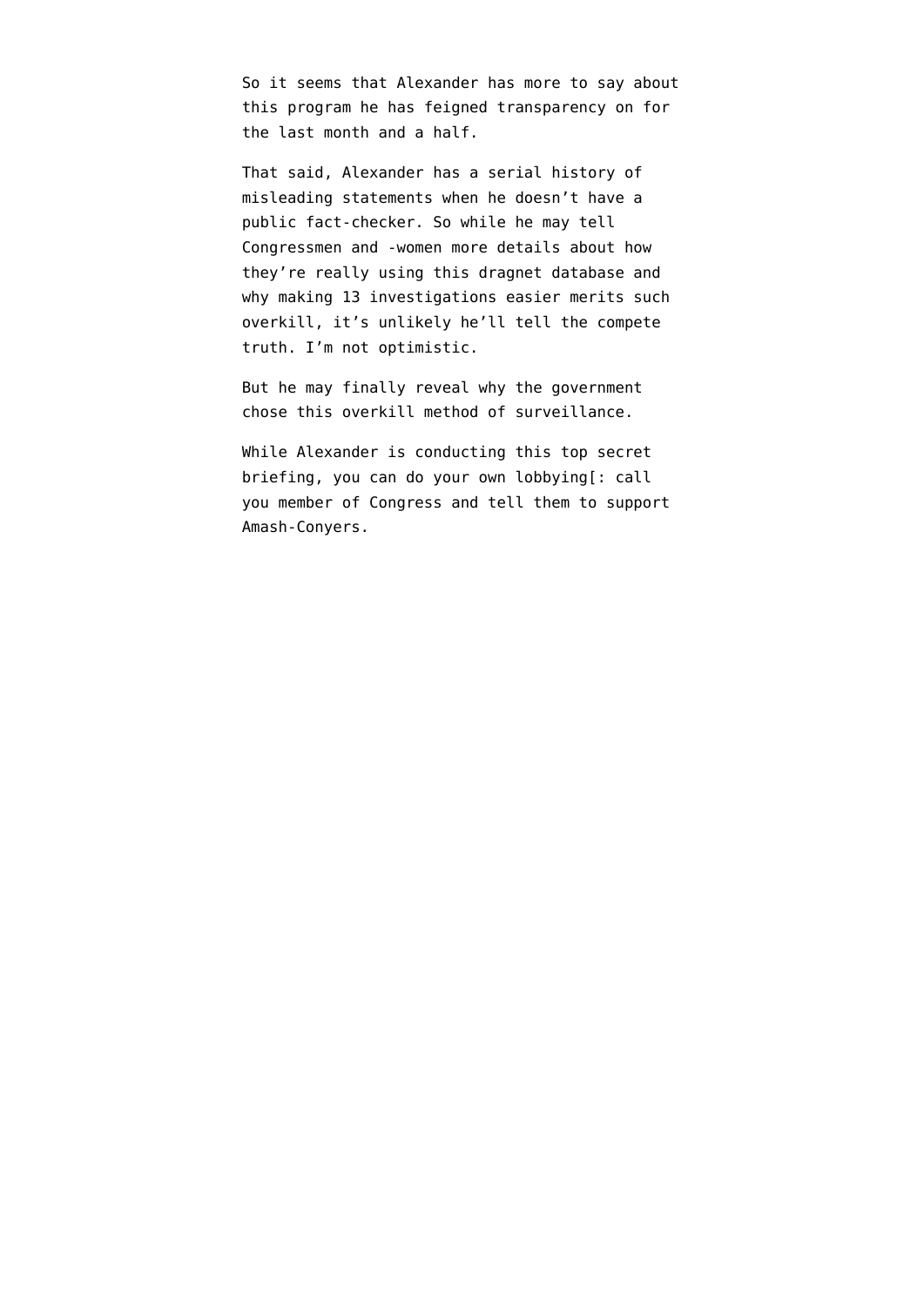So it seems that Alexander has more to say about this program he has feigned transparency on for the last month and a half.

That said, Alexander has a serial history of misleading statements when he doesn't have a public fact-checker. So while he may tell Congressmen and -women more details about how they're really using this dragnet database and why making 13 investigations easier merits such overkill, it's unlikely he'll tell the compete truth. I'm not optimistic.

But he may finally reveal why the government chose this overkill method of surveillance.

While Alexander is conducting this top secret briefing, you can do your own lobbying[: call you member of Congress and tell them to support Amash-Conyers.